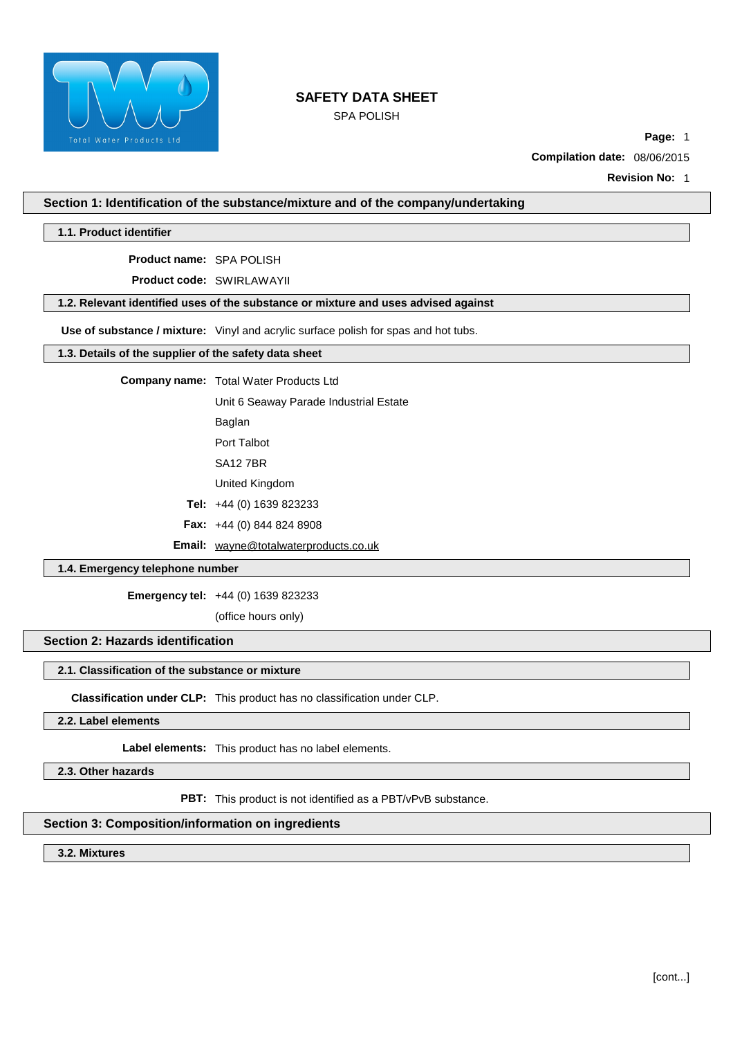# SAFETY DATA SHEET

SPA POLISH

**Compilation date:** 08/06/2015

**Revision No:** 1

## Section 1: Identification of the substance/mixture and of the company/undertaking

### 1.1. Product identifier

**Product name:** SPA POLISH

**Product code:** SWIRLAWAYII

### 1.2. Relevant identified uses of the substance or mixture and uses advised against

**Use of substance / mixture:** Vinyl and acrylic surface polish for spas and hot tubs.

### 1.3. Details of the supplier of the safety data sheet

**Company name:** Total Water Products Ltd

Unit 6 Seaway Parade Industrial Estate

Baglan

Port Talbot

SA12 7BR

United Kingdom

**Tel:** +44 (0) 1639 823233

**Fax:** +44 (0) 844 824 8908

**Email:** wayne@totalwaterproducts.co.uk

### 1.4. Emergency telephone number

**Emergency tel:** +44 (0) 1639 823233

(office hours only)

## Section 2: Hazards identification

### 2.1. Classification of the substance or mixture

**Classification under CLP:** This product has no classification under CLP.

### 2.2. Label elements

**Label elements:** This product has no label elements.

### 2.3. Other hazards

**PBT:** This product is not identified as a PBT/vPvB substance.

## Section 3: Composition/information on ingredients

### 3.2. Mixtures

[cont...]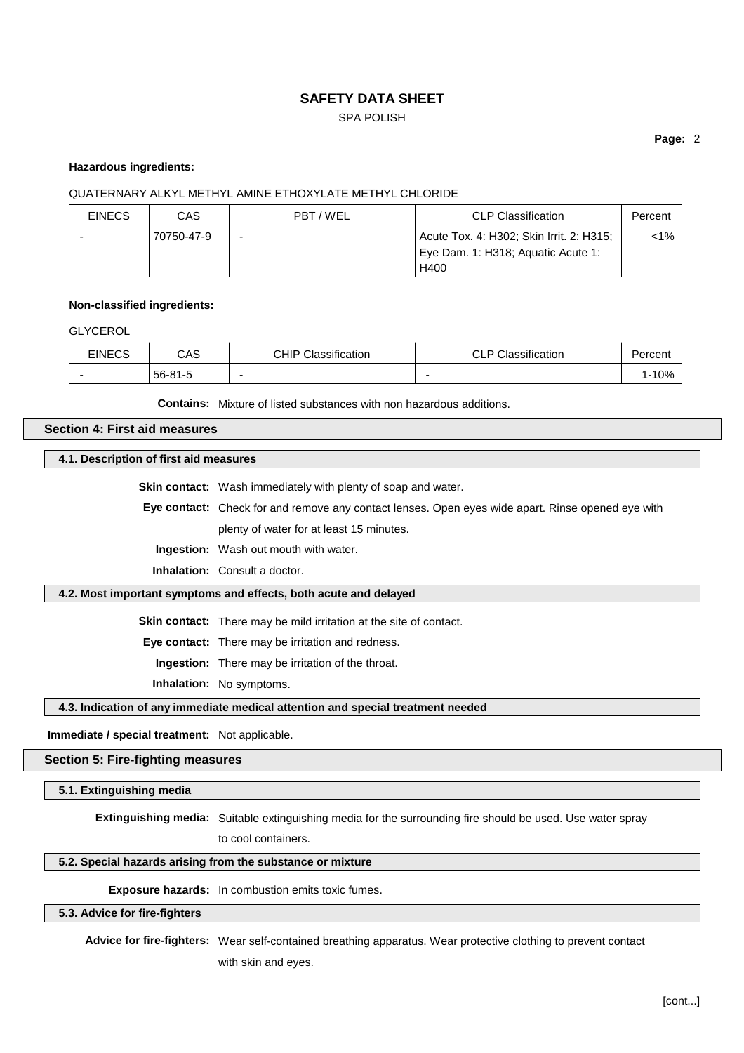**Hazardous ingredients:**

QUATERNARY ALKYL METHYL AMINE ETHOXYLATE METHYL CHLORIDE

| EINECS | CAS | PBT / WEL | CLP Classification | Percent |
|---|---|---|---|---|
| - | 70750-47-9 | - | Acute Tox. 4: H302; Skin Irrit. 2: H315; Eye Dam. 1: H318; Aquatic Acute 1: H400 | <1% |

**Non-classified ingredients:**

GLYCEROL

| EINECS | CAS | CHIP Classification | CLP Classification | Percent |
|---|---|---|---|---|
| - | 56-81-5 | - | - | 1-10% |

**Contains:** Mixture of listed substances with non hazardous additions.

## Section 4: First aid measures

### 4.1. Description of first aid measures

**Skin contact:** Wash immediately with plenty of soap and water.

**Eye contact:** Check for and remove any contact lenses. Open eyes wide apart. Rinse opened eye with plenty of water for at least 15 minutes.

**Ingestion:** Wash out mouth with water.

**Inhalation:** Consult a doctor.

### 4.2. Most important symptoms and effects, both acute and delayed

**Skin contact:** There may be mild irritation at the site of contact.

**Eye contact:** There may be irritation and redness.

**Ingestion:** There may be irritation of the throat.

**Inhalation:** No symptoms.

### 4.3. Indication of any immediate medical attention and special treatment needed

**Immediate / special treatment:** Not applicable.

## Section 5: Fire-fighting measures

### 5.1. Extinguishing media

**Extinguishing media:** Suitable extinguishing media for the surrounding fire should be used. Use water spray to cool containers.

### 5.2. Special hazards arising from the substance or mixture

**Exposure hazards:** In combustion emits toxic fumes.

### 5.3. Advice for fire-fighters

**Advice for fire-fighters:** Wear self-contained breathing apparatus. Wear protective clothing to prevent contact with skin and eyes.

[cont...]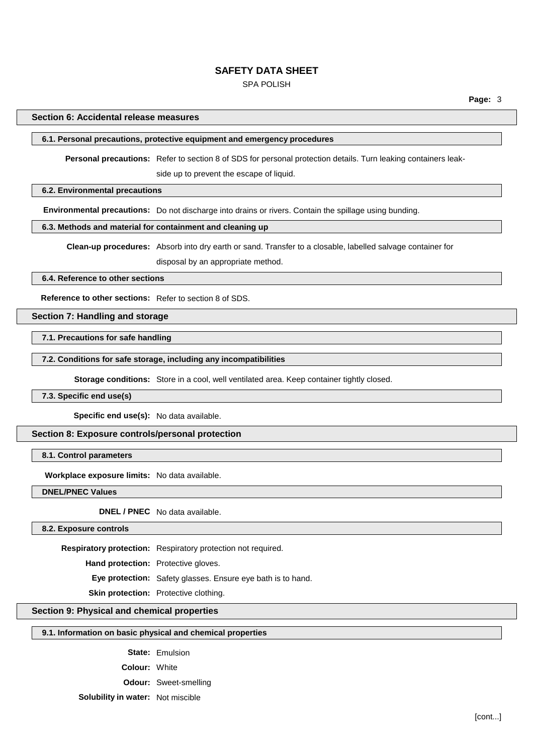## Section 6: Accidental release measures

### 6.1. Personal precautions, protective equipment and emergency procedures

**Personal precautions:** Refer to section 8 of SDS for personal protection details. Turn leaking containers leak-side up to prevent the escape of liquid.

### 6.2. Environmental precautions

**Environmental precautions:** Do not discharge into drains or rivers. Contain the spillage using bunding.

### 6.3. Methods and material for containment and cleaning up

**Clean-up procedures:** Absorb into dry earth or sand. Transfer to a closable, labelled salvage container for disposal by an appropriate method.

### 6.4. Reference to other sections

**Reference to other sections:** Refer to section 8 of SDS.

## Section 7: Handling and storage

### 7.1. Precautions for safe handling

### 7.2. Conditions for safe storage, including any incompatibilities

**Storage conditions:** Store in a cool, well ventilated area. Keep container tightly closed.

### 7.3. Specific end use(s)

**Specific end use(s):** No data available.

## Section 8: Exposure controls/personal protection

### 8.1. Control parameters

**Workplace exposure limits:** No data available.

### DNEL/PNEC Values

**DNEL / PNEC** No data available.

### 8.2. Exposure controls

**Respiratory protection:** Respiratory protection not required.

**Hand protection:** Protective gloves.

**Eye protection:** Safety glasses. Ensure eye bath is to hand.

**Skin protection:** Protective clothing.

## Section 9: Physical and chemical properties

### 9.1. Information on basic physical and chemical properties

**State:** Emulsion

**Colour:** White

**Odour:** Sweet-smelling

**Solubility in water:** Not miscible

[cont...]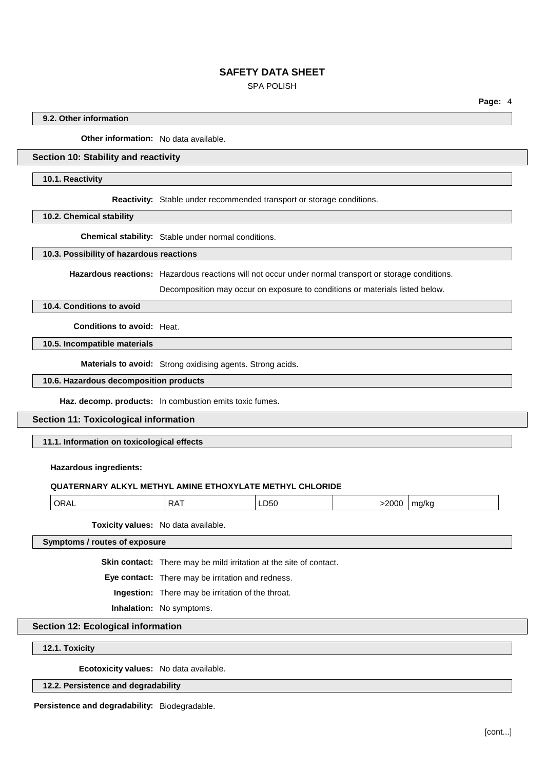### 9.2. Other information

**Other information:** No data available.

## Section 10: Stability and reactivity

### 10.1. Reactivity

**Reactivity:** Stable under recommended transport or storage conditions.

### 10.2. Chemical stability

**Chemical stability:** Stable under normal conditions.

### 10.3. Possibility of hazardous reactions

**Hazardous reactions:** Hazardous reactions will not occur under normal transport or storage conditions.

Decomposition may occur on exposure to conditions or materials listed below.

### 10.4. Conditions to avoid

**Conditions to avoid:** Heat.

### 10.5. Incompatible materials

**Materials to avoid:** Strong oxidising agents. Strong acids.

### 10.6. Hazardous decomposition products

**Haz. decomp. products:** In combustion emits toxic fumes.

## Section 11: Toxicological information

### 11.1. Information on toxicological effects

**Hazardous ingredients:**

**QUATERNARY ALKYL METHYL AMINE ETHOXYLATE METHYL CHLORIDE**

| ORAL | RAT | LD50 | >2000 | mg/kg |
|---|---|---|---|---|

**Toxicity values:** No data available.

### Symptoms / routes of exposure

**Skin contact:** There may be mild irritation at the site of contact.

**Eye contact:** There may be irritation and redness.

**Ingestion:** There may be irritation of the throat.

**Inhalation:** No symptoms.

## Section 12: Ecological information

### 12.1. Toxicity

**Ecotoxicity values:** No data available.

### 12.2. Persistence and degradability

**Persistence and degradability:** Biodegradable.

[cont...]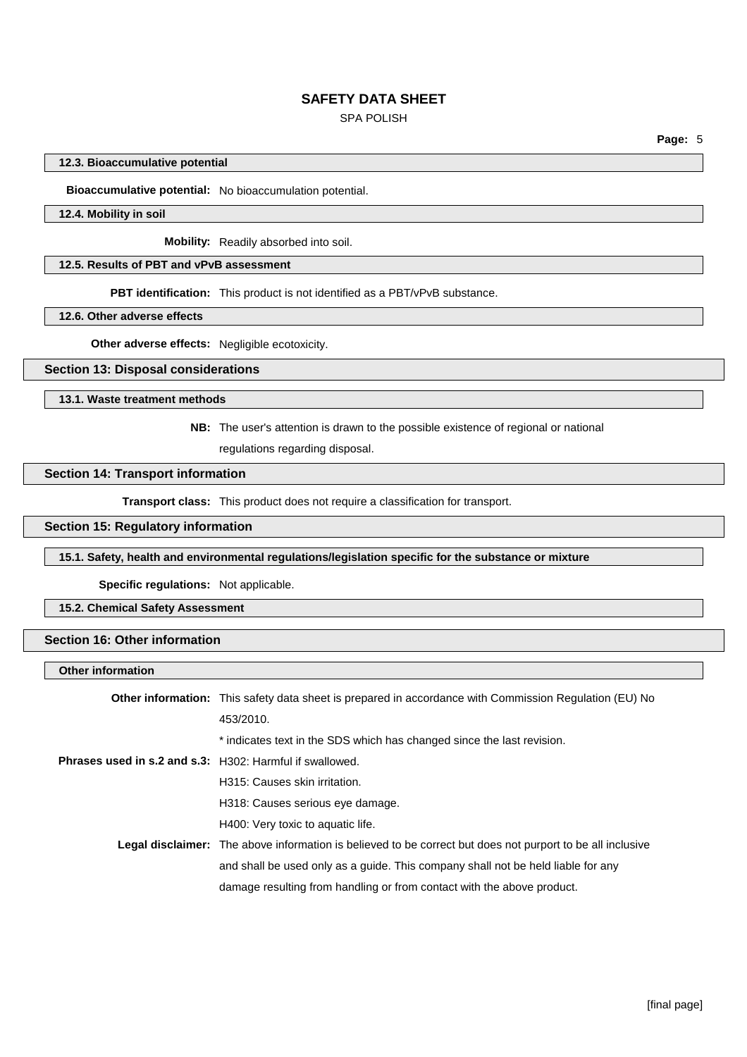#### 12.3. Bioaccumulative potential

**Bioaccumulative potential:** No bioaccumulation potential.

#### 12.4. Mobility in soil

**Mobility:** Readily absorbed into soil.

#### 12.5. Results of PBT and vPvB assessment

**PBT identification:** This product is not identified as a PBT/vPvB substance.

#### 12.6. Other adverse effects

**Other adverse effects:** Negligible ecotoxicity.

### Section 13: Disposal considerations

#### 13.1. Waste treatment methods

**NB:** The user's attention is drawn to the possible existence of regional or national regulations regarding disposal.

### Section 14: Transport information

**Transport class:** This product does not require a classification for transport.

### Section 15: Regulatory information

#### 15.1. Safety, health and environmental regulations/legislation specific for the substance or mixture

**Specific regulations:** Not applicable.

#### 15.2. Chemical Safety Assessment

### Section 16: Other information

#### Other information

**Other information:** This safety data sheet is prepared in accordance with Commission Regulation (EU) No 453/2010.

* indicates text in the SDS which has changed since the last revision.

**Phrases used in s.2 and s.3:** H302: Harmful if swallowed.

H315: Causes skin irritation.

H318: Causes serious eye damage.

H400: Very toxic to aquatic life.

**Legal disclaimer:** The above information is believed to be correct but does not purport to be all inclusive and shall be used only as a guide. This company shall not be held liable for any damage resulting from handling or from contact with the above product.

[final page]